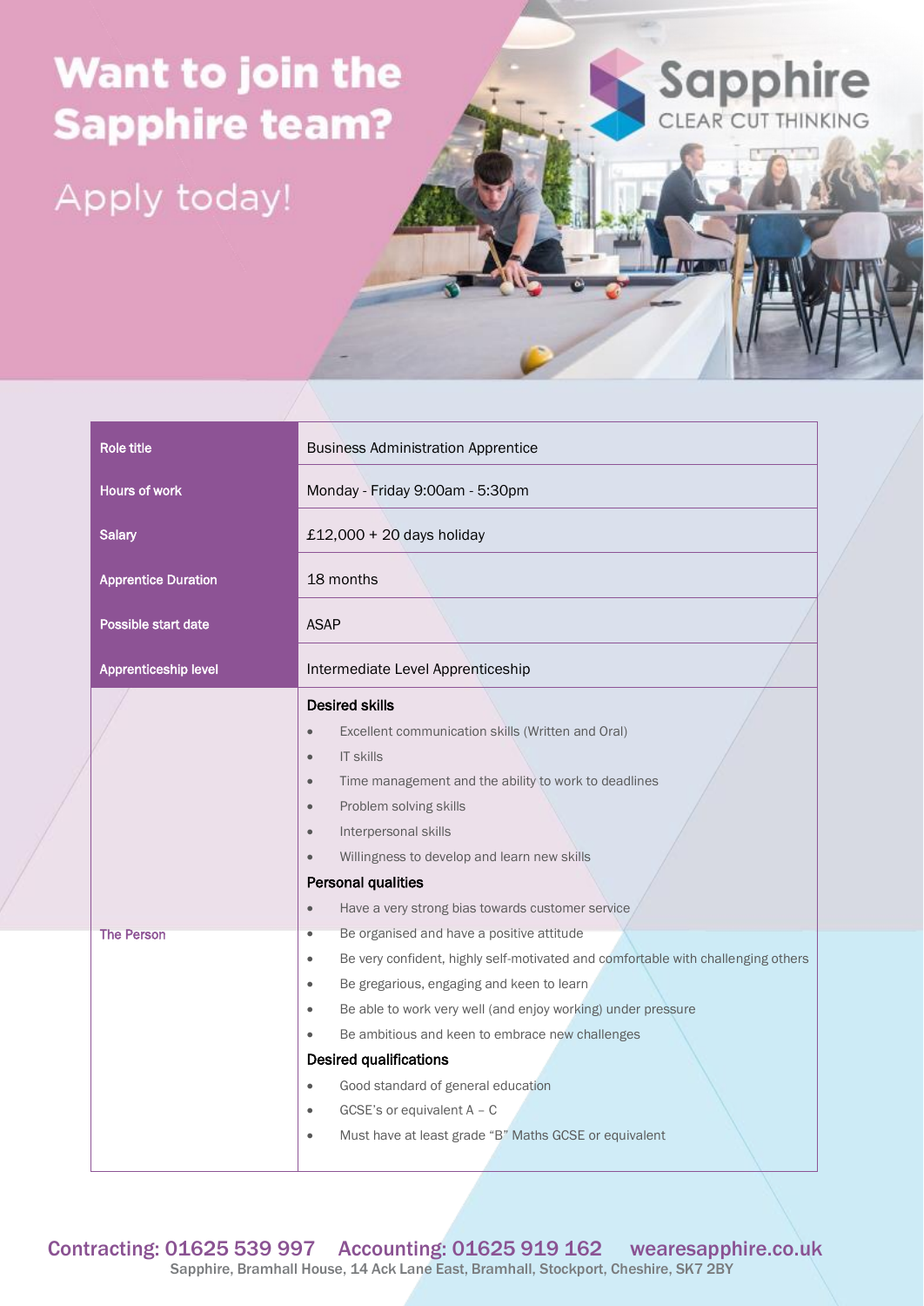# Want to join the Sapphire team?

## Apply today!

Sapphire
CLEAR CUT THINKING

| | |
|---|---|
| Role title | Business Administration Apprentice |
| Hours of work | Monday - Friday 9:00am - 5:30pm |
| Salary | £12,000 + 20 days holiday |
| Apprentice Duration | 18 months |
| Possible start date | ASAP |
| Apprenticeship level | Intermediate Level Apprenticeship |
| The Person | **Desired skills**<br>• Excellent communication skills (Written and Oral)<br>• IT skills<br>• Time management and the ability to work to deadlines<br>• Problem solving skills<br>• Interpersonal skills<br>• Willingness to develop and learn new skills<br>**Personal qualities**<br>• Have a very strong bias towards customer service<br>• Be organised and have a positive attitude<br>• Be very confident, highly self-motivated and comfortable with challenging others<br>• Be gregarious, engaging and keen to learn<br>• Be able to work very well (and enjoy working) under pressure<br>• Be ambitious and keen to embrace new challenges<br>**Desired qualifications**<br>• Good standard of general education<br>• GCSE's or equivalent A – C<br>• Must have at least grade "B" Maths GCSE or equivalent |

Contracting: 01625 539 997    Accounting: 01625 919 162    wearesapphire.co.uk

Sapphire, Bramhall House, 14 Ack Lane East, Bramhall, Stockport, Cheshire, SK7 2BY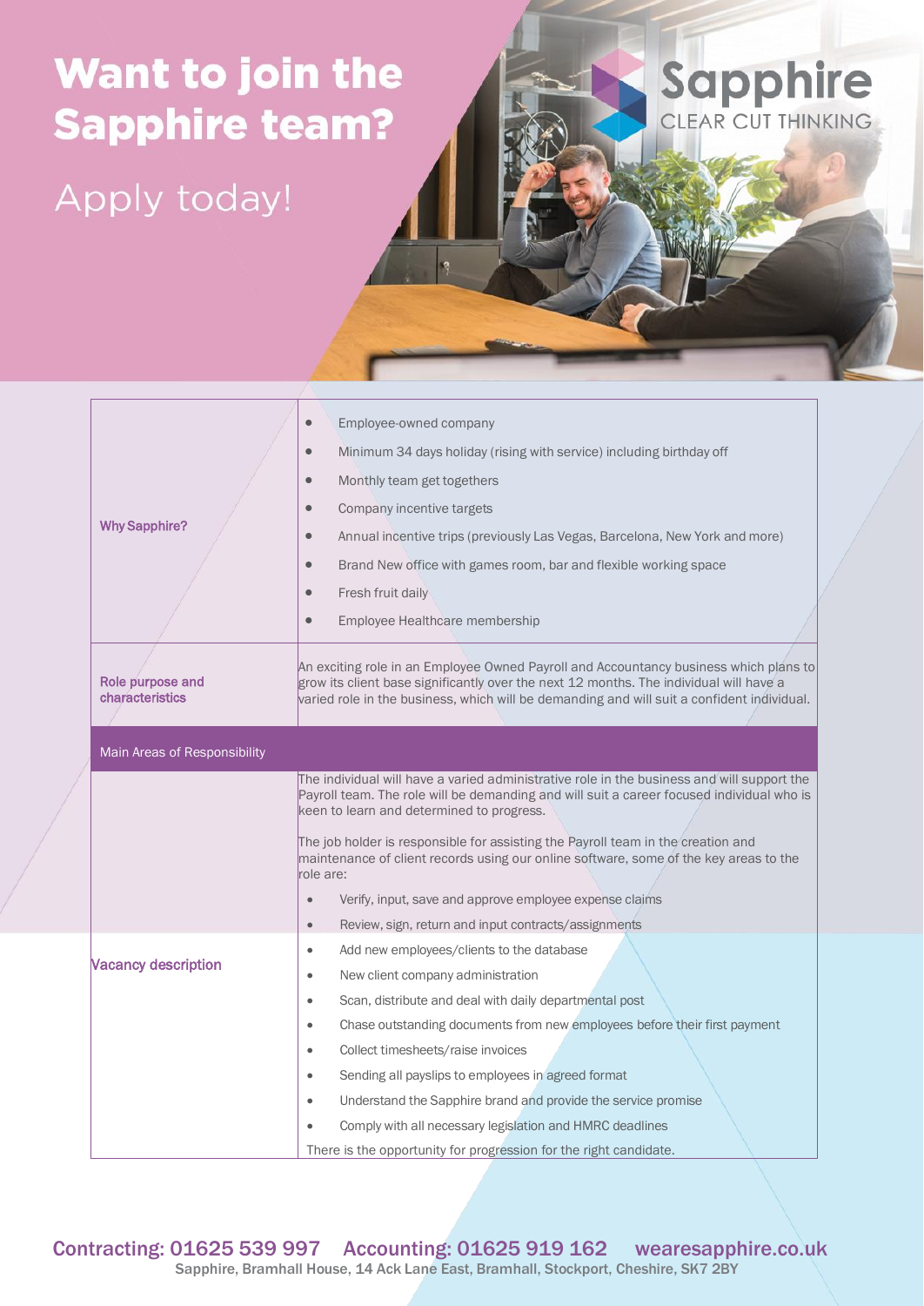# Want to join the Sapphire team?

## Apply today!

Sapphire
CLEAR CUT THINKING

| | |
|---|---|
| **Why Sapphire?** | • Employee-owned company<br>• Minimum 34 days holiday (rising with service) including birthday off<br>• Monthly team get togethers<br>• Company incentive targets<br>• Annual incentive trips (previously Las Vegas, Barcelona, New York and more)<br>• Brand New office with games room, bar and flexible working space<br>• Fresh fruit daily<br>• Employee Healthcare membership |
| **Role purpose and characteristics** | An exciting role in an Employee Owned Payroll and Accountancy business which plans to grow its client base significantly over the next 12 months. The individual will have a varied role in the business, which will be demanding and will suit a confident individual. |
| **Main Areas of Responsibility** | |
| **Vacancy description** | The individual will have a varied administrative role in the business and will support the Payroll team. The role will be demanding and will suit a career focused individual who is keen to learn and determined to progress.<br><br>The job holder is responsible for assisting the Payroll team in the creation and maintenance of client records using our online software, some of the key areas to the role are:<br>• Verify, input, save and approve employee expense claims<br>• Review, sign, return and input contracts/assignments<br>• Add new employees/clients to the database<br>• New client company administration<br>• Scan, distribute and deal with daily departmental post<br>• Chase outstanding documents from new employees before their first payment<br>• Collect timesheets/raise invoices<br>• Sending all payslips to employees in agreed format<br>• Understand the Sapphire brand and provide the service promise<br>• Comply with all necessary legislation and HMRC deadlines<br><br>There is the opportunity for progression for the right candidate. |

Contracting: 01625 539 997 Accounting: 01625 919 162 wearesapphire.co.uk
Sapphire, Bramhall House, 14 Ack Lane East, Bramhall, Stockport, Cheshire, SK7 2BY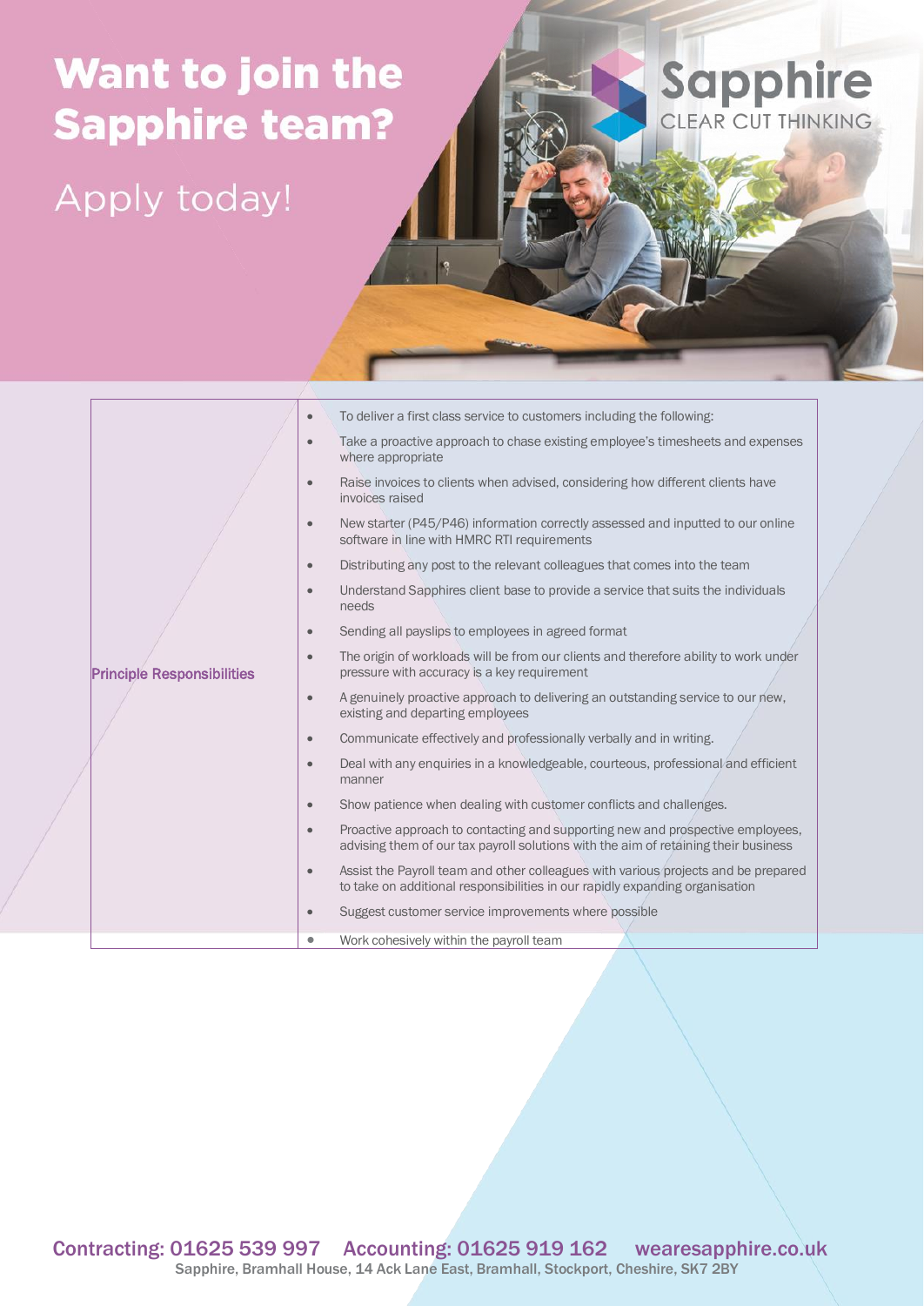# Want to join the Sapphire team?

## Apply today!

Sapphire
CLEAR CUT THINKING

| | |
|---|---|
| Principle Responsibilities | • To deliver a first class service to customers including the following:<br>• Take a proactive approach to chase existing employee's timesheets and expenses where appropriate<br>• Raise invoices to clients when advised, considering how different clients have invoices raised<br>• New starter (P45/P46) information correctly assessed and inputted to our online software in line with HMRC RTI requirements<br>• Distributing any post to the relevant colleagues that comes into the team<br>• Understand Sapphires client base to provide a service that suits the individuals needs<br>• Sending all payslips to employees in agreed format<br>• The origin of workloads will be from our clients and therefore ability to work under pressure with accuracy is a key requirement<br>• A genuinely proactive approach to delivering an outstanding service to our new, existing and departing employees<br>• Communicate effectively and professionally verbally and in writing.<br>• Deal with any enquiries in a knowledgeable, courteous, professional and efficient manner<br>• Show patience when dealing with customer conflicts and challenges.<br>• Proactive approach to contacting and supporting new and prospective employees, advising them of our tax payroll solutions with the aim of retaining their business<br>• Assist the Payroll team and other colleagues with various projects and be prepared to take on additional responsibilities in our rapidly expanding organisation<br>• Suggest customer service improvements where possible<br>• Work cohesively within the payroll team |

Contracting: 01625 539 997 Accounting: 01625 919 162 wearesapphire.co.uk
Sapphire, Bramhall House, 14 Ack Lane East, Bramhall, Stockport, Cheshire, SK7 2BY